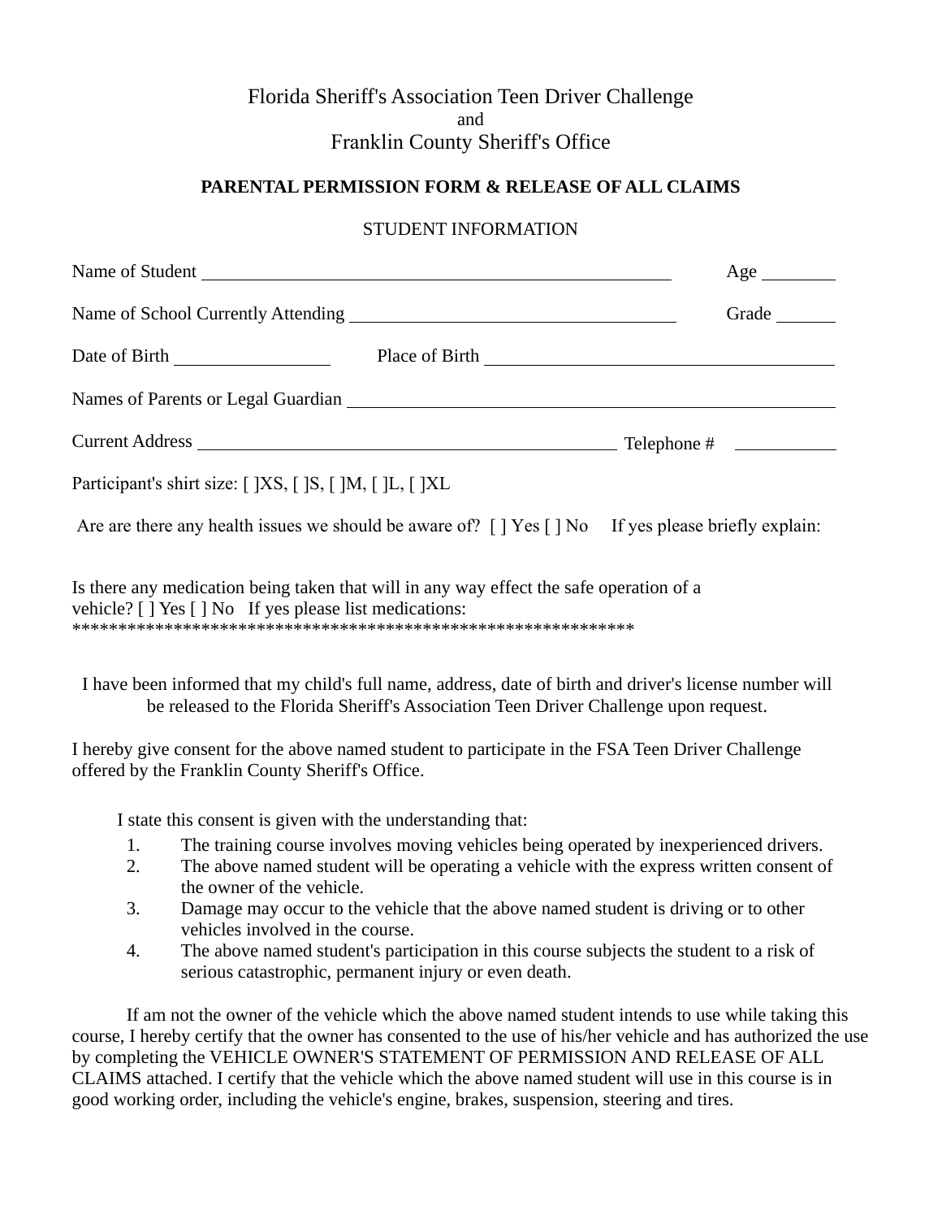Florida Sheriff's Association Teen Driver Challenge

and

Franklin County Sheriff's Office

**PARENTAL PERMISSION FORM & RELEASE OF ALL CLAIMS**

STUDENT INFORMATION

Name of Student \_\_\_\_\_\_\_\_\_\_\_\_\_\_\_\_\_\_\_\_\_\_\_\_\_\_\_\_\_\_\_\_\_\_\_\_\_\_\_\_\_\_\_\_ Age \_\_\_\_\_\_\_

Name of School Currently Attending \_\_\_\_\_\_\_\_\_\_\_\_\_\_\_\_\_\_\_\_\_\_\_\_\_\_\_\_\_\_ Grade \_\_\_\_\_\_

Date of Birth \_\_\_\_\_\_\_\_\_\_\_\_\_\_ Place of Birth \_\_\_\_\_\_\_\_\_\_\_\_\_\_\_\_\_\_\_\_\_\_\_\_\_\_\_\_\_\_\_\_

Names of Parents or Legal Guardian \_\_\_\_\_\_\_\_\_\_\_\_\_\_\_\_\_\_\_\_\_\_\_\_\_\_\_\_\_\_\_\_\_\_\_\_\_\_\_\_\_\_\_\_

Current Address \_\_\_\_\_\_\_\_\_\_\_\_\_\_\_\_\_\_\_\_\_\_\_\_\_\_\_\_\_\_\_\_\_\_\_\_\_\_\_\_ Telephone # \_\_\_\_\_\_\_\_\_\_

Participant's shirt size: [ ]XS, [ ]S, [ ]M, [ ]L, [ ]XL

Are are there any health issues we should be aware of? [ ] Yes [ ] No  If yes please briefly explain:

Is there any medication being taken that will in any way effect the safe operation of a vehicle? [ ] Yes [ ] No  If yes please list medications:

\*\*\*\*\*\*\*\*\*\*\*\*\*\*\*\*\*\*\*\*\*\*\*\*\*\*\*\*\*\*\*\*\*\*\*\*\*\*\*\*\*\*\*\*\*\*\*\*\*\*\*\*\*\*\*\*\*\*\*\*

I have been informed that my child's full name, address, date of birth and driver's license number will be released to the Florida Sheriff's Association Teen Driver Challenge upon request.

I hereby give consent for the above named student to participate in the FSA Teen Driver Challenge offered by the Franklin County Sheriff's Office.

I state this consent is given with the understanding that:

1. The training course involves moving vehicles being operated by inexperienced drivers.
2. The above named student will be operating a vehicle with the express written consent of the owner of the vehicle.
3. Damage may occur to the vehicle that the above named student is driving or to other vehicles involved in the course.
4. The above named student's participation in this course subjects the student to a risk of serious catastrophic, permanent injury or even death.

If am not the owner of the vehicle which the above named student intends to use while taking this course, I hereby certify that the owner has consented to the use of his/her vehicle and has authorized the use by completing the VEHICLE OWNER'S STATEMENT OF PERMISSION AND RELEASE OF ALL CLAIMS attached. I certify that the vehicle which the above named student will use in this course is in good working order, including the vehicle's engine, brakes, suspension, steering and tires.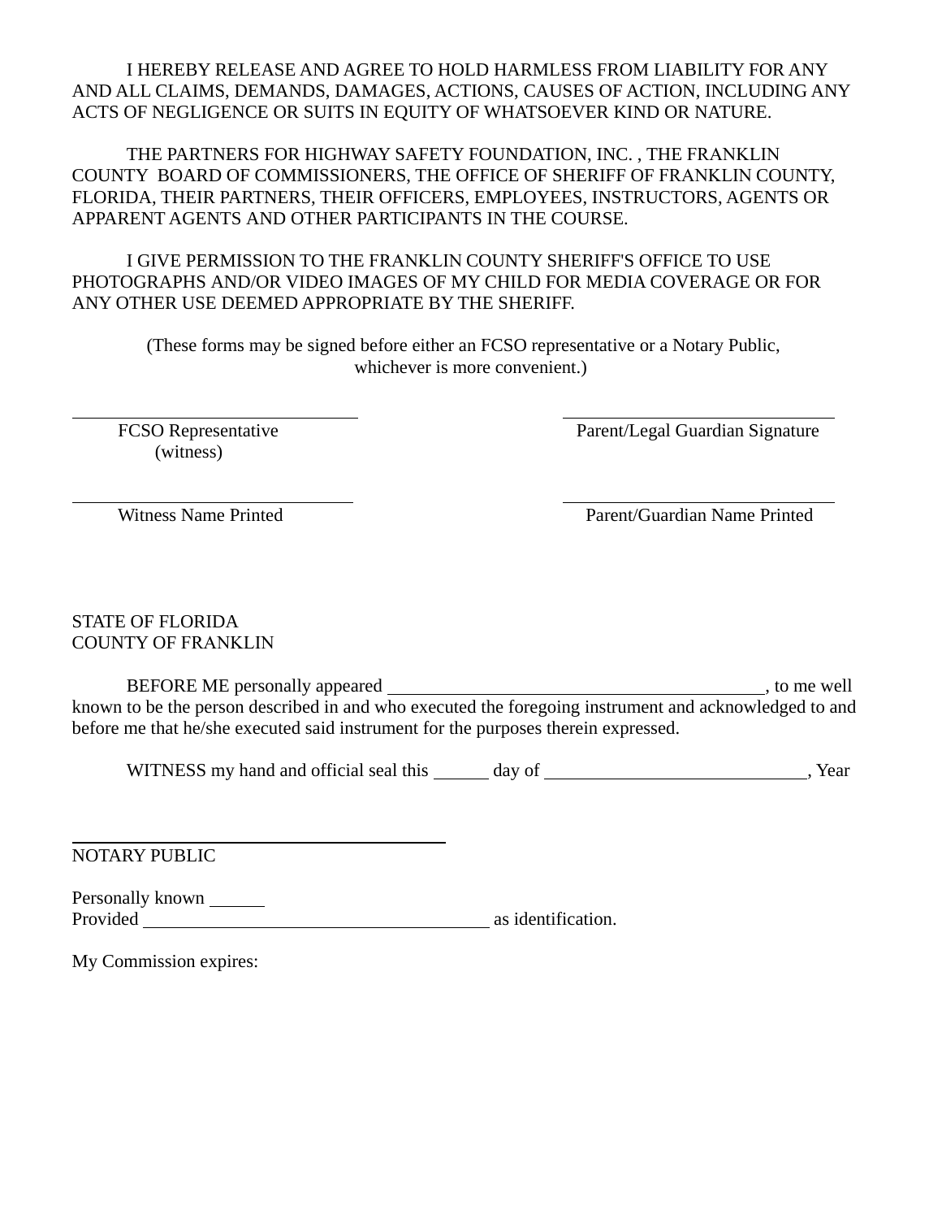I HEREBY RELEASE AND AGREE TO HOLD HARMLESS FROM LIABILITY FOR ANY AND ALL CLAIMS, DEMANDS, DAMAGES, ACTIONS, CAUSES OF ACTION, INCLUDING ANY ACTS OF NEGLIGENCE OR SUITS IN EQUITY OF WHATSOEVER KIND OR NATURE.

THE PARTNERS FOR HIGHWAY SAFETY FOUNDATION, INC. , THE FRANKLIN COUNTY BOARD OF COMMISSIONERS, THE OFFICE OF SHERIFF OF FRANKLIN COUNTY, FLORIDA, THEIR PARTNERS, THEIR OFFICERS, EMPLOYEES, INSTRUCTORS, AGENTS OR APPARENT AGENTS AND OTHER PARTICIPANTS IN THE COURSE.

I GIVE PERMISSION TO THE FRANKLIN COUNTY SHERIFF'S OFFICE TO USE PHOTOGRAPHS AND/OR VIDEO IMAGES OF MY CHILD FOR MEDIA COVERAGE OR FOR ANY OTHER USE DEEMED APPROPRIATE BY THE SHERIFF.

(These forms may be signed before either an FCSO representative or a Notary Public, whichever is more convenient.)

| | |
|---|---|
| ______________________________<br>FCSO Representative<br>(witness) | ______________________________<br>Parent/Legal Guardian Signature |
| ______________________________<br>Witness Name Printed | ______________________________<br>Parent/Guardian Name Printed |

STATE OF FLORIDA
COUNTY OF FRANKLIN

BEFORE ME personally appeared ________________________________________, to me well known to be the person described in and who executed the foregoing instrument and acknowledged to and before me that he/she executed said instrument for the purposes therein expressed.

WITNESS my hand and official seal this ______ day of ____________________________, Year

________________________________________
NOTARY PUBLIC

Personally known ______
Provided ______________________________________ as identification.

My Commission expires: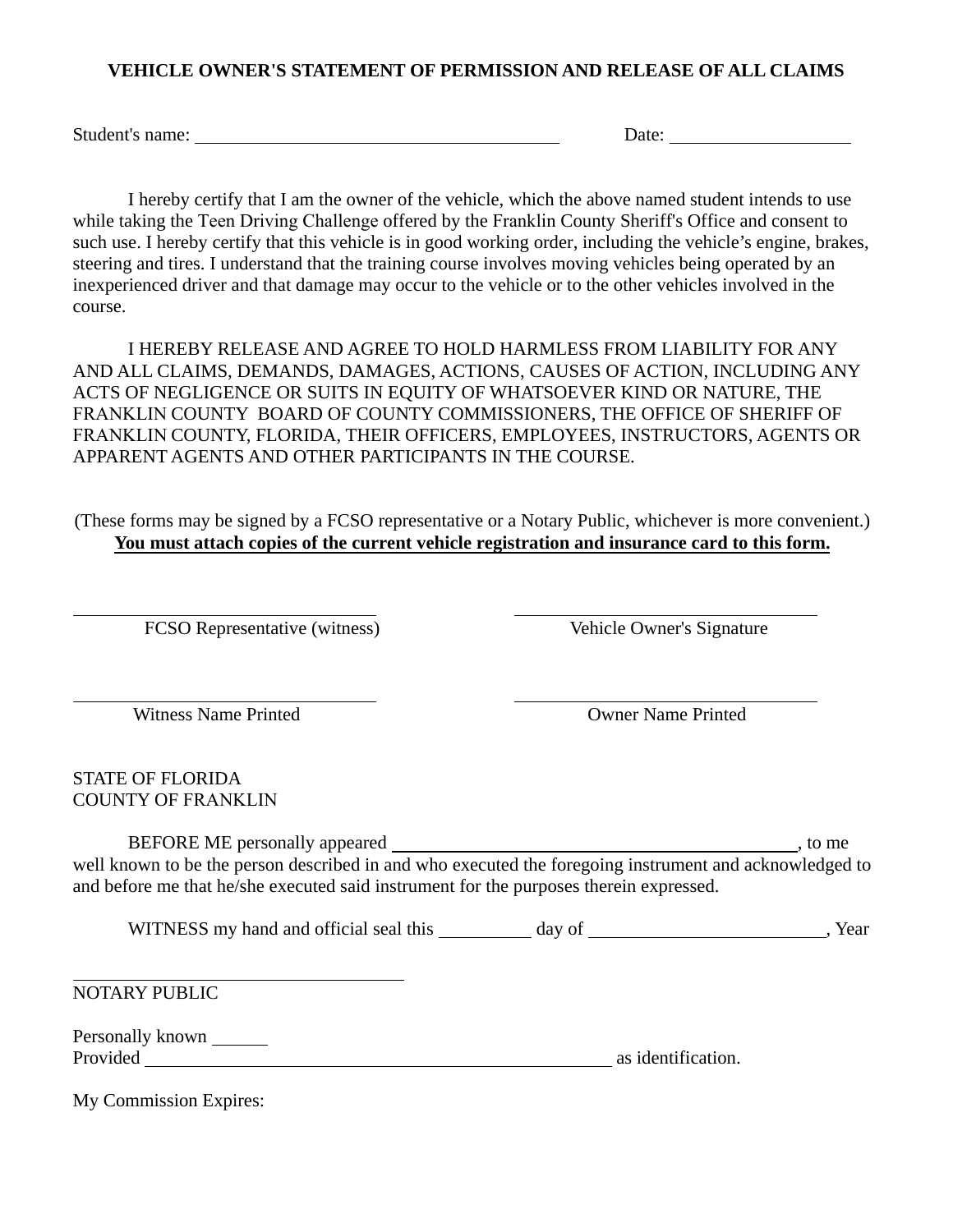# VEHICLE OWNER'S STATEMENT OF PERMISSION AND RELEASE OF ALL CLAIMS

Student's name: ______________________________ Date: ________________

I hereby certify that I am the owner of the vehicle, which the above named student intends to use while taking the Teen Driving Challenge offered by the Franklin County Sheriff's Office and consent to such use. I hereby certify that this vehicle is in good working order, including the vehicle's engine, brakes, steering and tires. I understand that the training course involves moving vehicles being operated by an inexperienced driver and that damage may occur to the vehicle or to the other vehicles involved in the course.

I HEREBY RELEASE AND AGREE TO HOLD HARMLESS FROM LIABILITY FOR ANY AND ALL CLAIMS, DEMANDS, DAMAGES, ACTIONS, CAUSES OF ACTION, INCLUDING ANY ACTS OF NEGLIGENCE OR SUITS IN EQUITY OF WHATSOEVER KIND OR NATURE, THE FRANKLIN COUNTY BOARD OF COUNTY COMMISSIONERS, THE OFFICE OF SHERIFF OF FRANKLIN COUNTY, FLORIDA, THEIR OFFICERS, EMPLOYEES, INSTRUCTORS, AGENTS OR APPARENT AGENTS AND OTHER PARTICIPANTS IN THE COURSE.

(These forms may be signed by a FCSO representative or a Notary Public, whichever is more convenient.)
**You must attach copies of the current vehicle registration and insurance card to this form.**

______________________________ ______________________________
FCSO Representative (witness) Vehicle Owner's Signature

______________________________ ______________________________
Witness Name Printed Owner Name Printed

STATE OF FLORIDA
COUNTY OF FRANKLIN

BEFORE ME personally appeared ____________________________________, to me well known to be the person described in and who executed the foregoing instrument and acknowledged to and before me that he/she executed said instrument for the purposes therein expressed.

WITNESS my hand and official seal this ________ day of ____________________, Year

______________________________
NOTARY PUBLIC

Personally known _____
Provided ________________________________________ as identification.

My Commission Expires: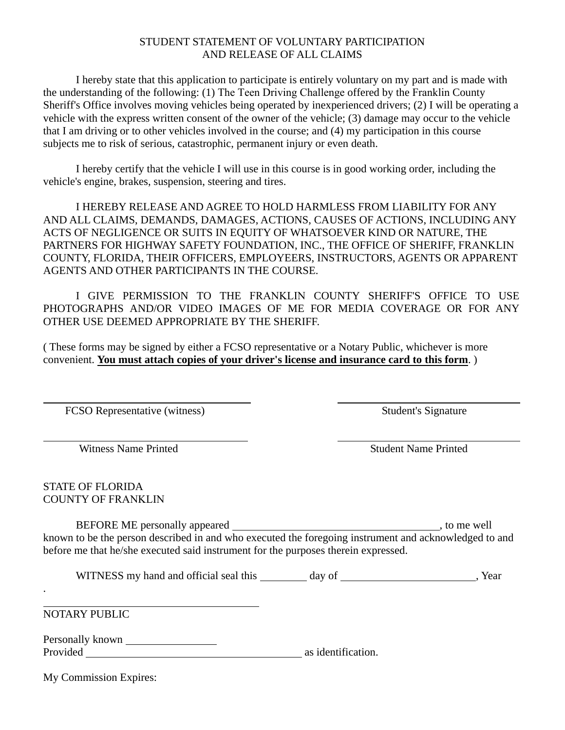STUDENT STATEMENT OF VOLUNTARY PARTICIPATION
AND RELEASE OF ALL CLAIMS

I hereby state that this application to participate is entirely voluntary on my part and is made with the understanding of the following: (1) The Teen Driving Challenge offered by the Franklin County Sheriff's Office involves moving vehicles being operated by inexperienced drivers; (2) I will be operating a vehicle with the express written consent of the owner of the vehicle; (3) damage may occur to the vehicle that I am driving or to other vehicles involved in the course; and (4) my participation in this course subjects me to risk of serious, catastrophic, permanent injury or even death.

I hereby certify that the vehicle I will use in this course is in good working order, including the vehicle's engine, brakes, suspension, steering and tires.

I HEREBY RELEASE AND AGREE TO HOLD HARMLESS FROM LIABILITY FOR ANY AND ALL CLAIMS, DEMANDS, DAMAGES, ACTIONS, CAUSES OF ACTIONS, INCLUDING ANY ACTS OF NEGLIGENCE OR SUITS IN EQUITY OF WHATSOEVER KIND OR NATURE, THE PARTNERS FOR HIGHWAY SAFETY FOUNDATION, INC., THE OFFICE OF SHERIFF, FRANKLIN COUNTY, FLORIDA, THEIR OFFICERS, EMPLOYEERS, INSTRUCTORS, AGENTS OR APPARENT AGENTS AND OTHER PARTICIPANTS IN THE COURSE.

I GIVE PERMISSION TO THE FRANKLIN COUNTY SHERIFF'S OFFICE TO USE PHOTOGRAPHS AND/OR VIDEO IMAGES OF ME FOR MEDIA COVERAGE OR FOR ANY OTHER USE DEEMED APPROPRIATE BY THE SHERIFF.

( These forms may be signed by either a FCSO representative or a Notary Public, whichever is more convenient. **<u>You must attach copies of your driver's license and insurance card to this form</u>**. )

_______________________________ FCSO Representative (witness)

_______________________________ Student's Signature

_______________________________ Witness Name Printed

_______________________________ Student Name Printed

STATE OF FLORIDA
COUNTY OF FRANKLIN

BEFORE ME personally appeared ______________________________, to me well known to be the person described in and who executed the foregoing instrument and acknowledged to and before me that he/she executed said instrument for the purposes therein expressed.

WITNESS my hand and official seal this ________ day of ______________________, Year .

_______________________________
NOTARY PUBLIC

Personally known ______________
Provided ______________________________ as identification.

My Commission Expires: